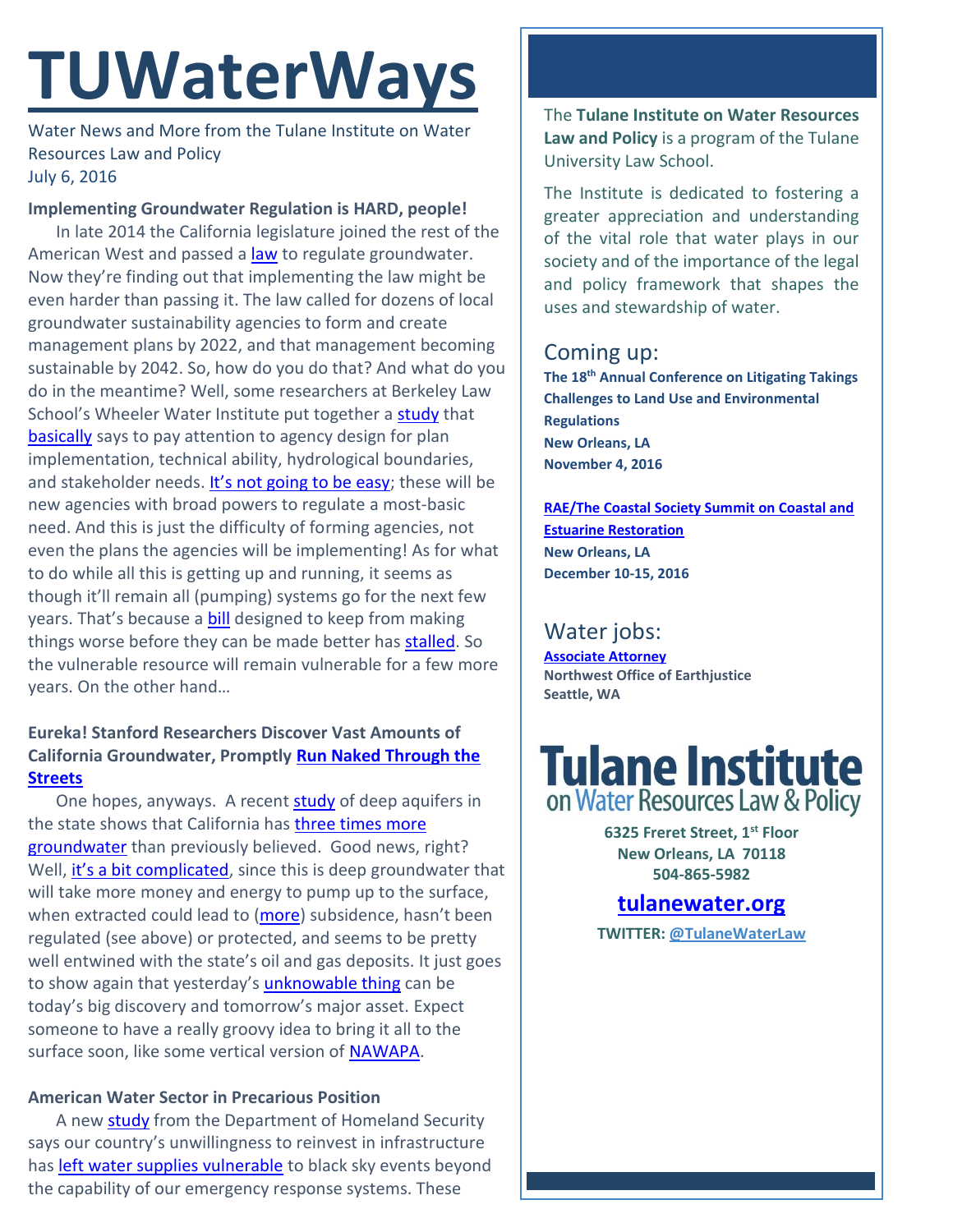# TUWaterWays

Water News and More from the Tulane Institute on Water Resources Law and Policy
July 6, 2016

**Implementing Groundwater Regulation is HARD, people!**

In late 2014 the California legislature joined the rest of the American West and passed a law to regulate groundwater. Now they're finding out that implementing the law might be even harder than passing it. The law called for dozens of local groundwater sustainability agencies to form and create management plans by 2022, and that management becoming sustainable by 2042. So, how do you do that? And what do you do in the meantime? Well, some researchers at Berkeley Law School's Wheeler Water Institute put together a study that basically says to pay attention to agency design for plan implementation, technical ability, hydrological boundaries, and stakeholder needs. It's not going to be easy; these will be new agencies with broad powers to regulate a most-basic need. And this is just the difficulty of forming agencies, not even the plans the agencies will be implementing! As for what to do while all this is getting up and running, it seems as though it'll remain all (pumping) systems go for the next few years. That's because a bill designed to keep from making things worse before they can be made better has stalled. So the vulnerable resource will remain vulnerable for a few more years. On the other hand…

**Eureka! Stanford Researchers Discover Vast Amounts of California Groundwater, Promptly Run Naked Through the Streets**

One hopes, anyways. A recent study of deep aquifers in the state shows that California has three times more groundwater than previously believed. Good news, right? Well, it's a bit complicated, since this is deep groundwater that will take more money and energy to pump up to the surface, when extracted could lead to (more) subsidence, hasn't been regulated (see above) or protected, and seems to be pretty well entwined with the state's oil and gas deposits. It just goes to show again that yesterday's unknowable thing can be today's big discovery and tomorrow's major asset. Expect someone to have a really groovy idea to bring it all to the surface soon, like some vertical version of NAWAPA.

**American Water Sector in Precarious Position**

A new study from the Department of Homeland Security says our country's unwillingness to reinvest in infrastructure has left water supplies vulnerable to black sky events beyond the capability of our emergency response systems. These

The **Tulane Institute on Water Resources Law and Policy** is a program of the Tulane University Law School.

The Institute is dedicated to fostering a greater appreciation and understanding of the vital role that water plays in our society and of the importance of the legal and policy framework that shapes the uses and stewardship of water.

## Coming up:

**The 18th Annual Conference on Litigating Takings Challenges to Land Use and Environmental Regulations**
**New Orleans, LA**
**November 4, 2016**

**RAE/The Coastal Society Summit on Coastal and Estuarine Restoration**
**New Orleans, LA**
**December 10-15, 2016**

## Water jobs:

**Associate Attorney**
**Northwest Office of Earthjustice**
**Seattle, WA**

**Tulane Institute on Water Resources Law & Policy**

**6325 Freret Street, 1st Floor**
**New Orleans, LA 70118**
**504-865-5982**

**tulanewater.org**

**TWITTER: @TulaneWaterLaw**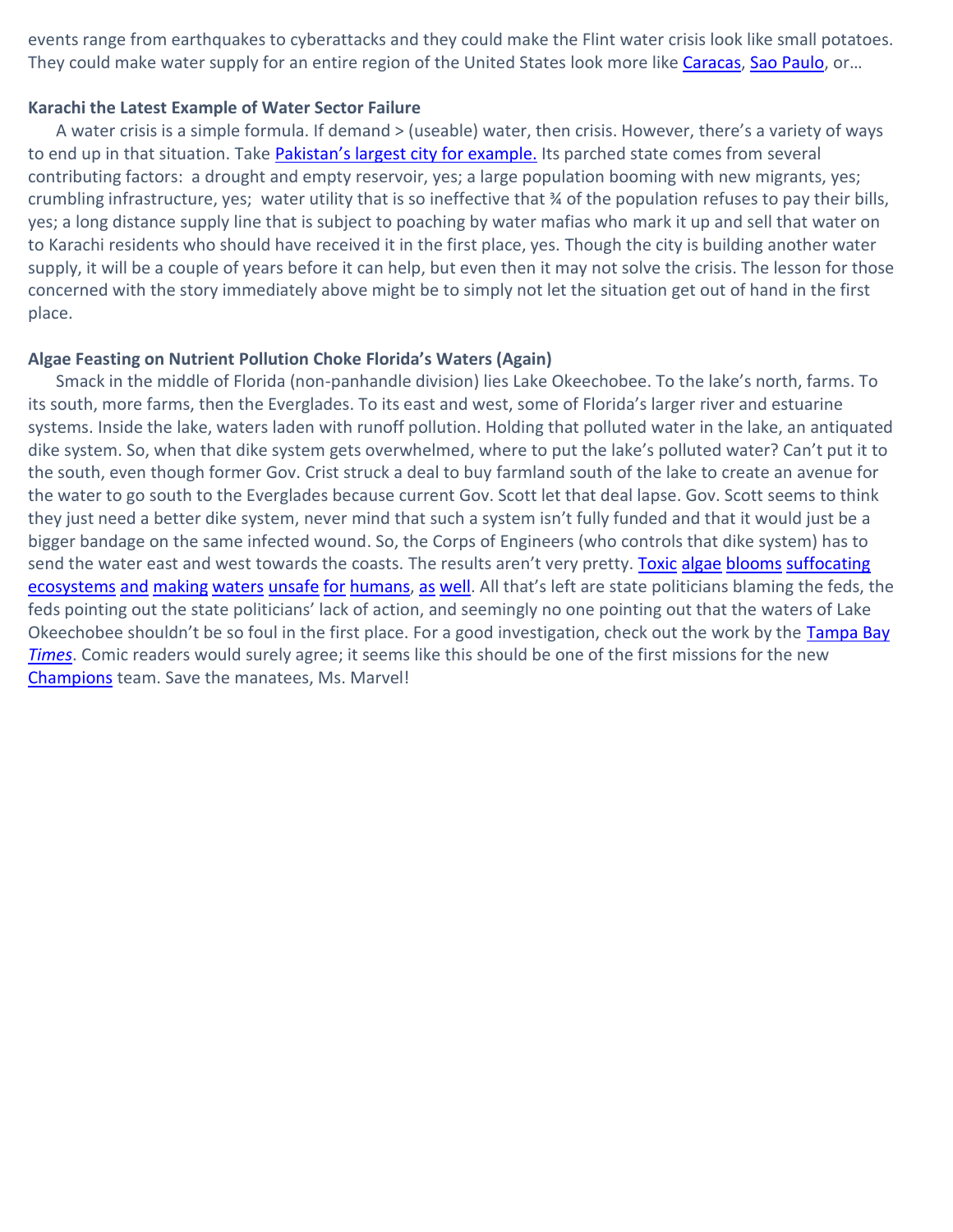events range from earthquakes to cyberattacks and they could make the Flint water crisis look like small potatoes. They could make water supply for an entire region of the United States look more like Caracas, Sao Paulo, or…

**Karachi the Latest Example of Water Sector Failure**

A water crisis is a simple formula. If demand > (useable) water, then crisis. However, there's a variety of ways to end up in that situation. Take Pakistan's largest city for example. Its parched state comes from several contributing factors: a drought and empty reservoir, yes; a large population booming with new migrants, yes; crumbling infrastructure, yes; water utility that is so ineffective that ¾ of the population refuses to pay their bills, yes; a long distance supply line that is subject to poaching by water mafias who mark it up and sell that water on to Karachi residents who should have received it in the first place, yes. Though the city is building another water supply, it will be a couple of years before it can help, but even then it may not solve the crisis. The lesson for those concerned with the story immediately above might be to simply not let the situation get out of hand in the first place.

**Algae Feasting on Nutrient Pollution Choke Florida's Waters (Again)**

Smack in the middle of Florida (non-panhandle division) lies Lake Okeechobee. To the lake's north, farms. To its south, more farms, then the Everglades. To its east and west, some of Florida's larger river and estuarine systems. Inside the lake, waters laden with runoff pollution. Holding that polluted water in the lake, an antiquated dike system. So, when that dike system gets overwhelmed, where to put the lake's polluted water? Can't put it to the south, even though former Gov. Crist struck a deal to buy farmland south of the lake to create an avenue for the water to go south to the Everglades because current Gov. Scott let that deal lapse. Gov. Scott seems to think they just need a better dike system, never mind that such a system isn't fully funded and that it would just be a bigger bandage on the same infected wound. So, the Corps of Engineers (who controls that dike system) has to send the water east and west towards the coasts. The results aren't very pretty. Toxic algae blooms suffocating ecosystems and making waters unsafe for humans, as well. All that's left are state politicians blaming the feds, the feds pointing out the state politicians' lack of action, and seemingly no one pointing out that the waters of Lake Okeechobee shouldn't be so foul in the first place. For a good investigation, check out the work by the Tampa Bay *Times*. Comic readers would surely agree; it seems like this should be one of the first missions for the new Champions team. Save the manatees, Ms. Marvel!